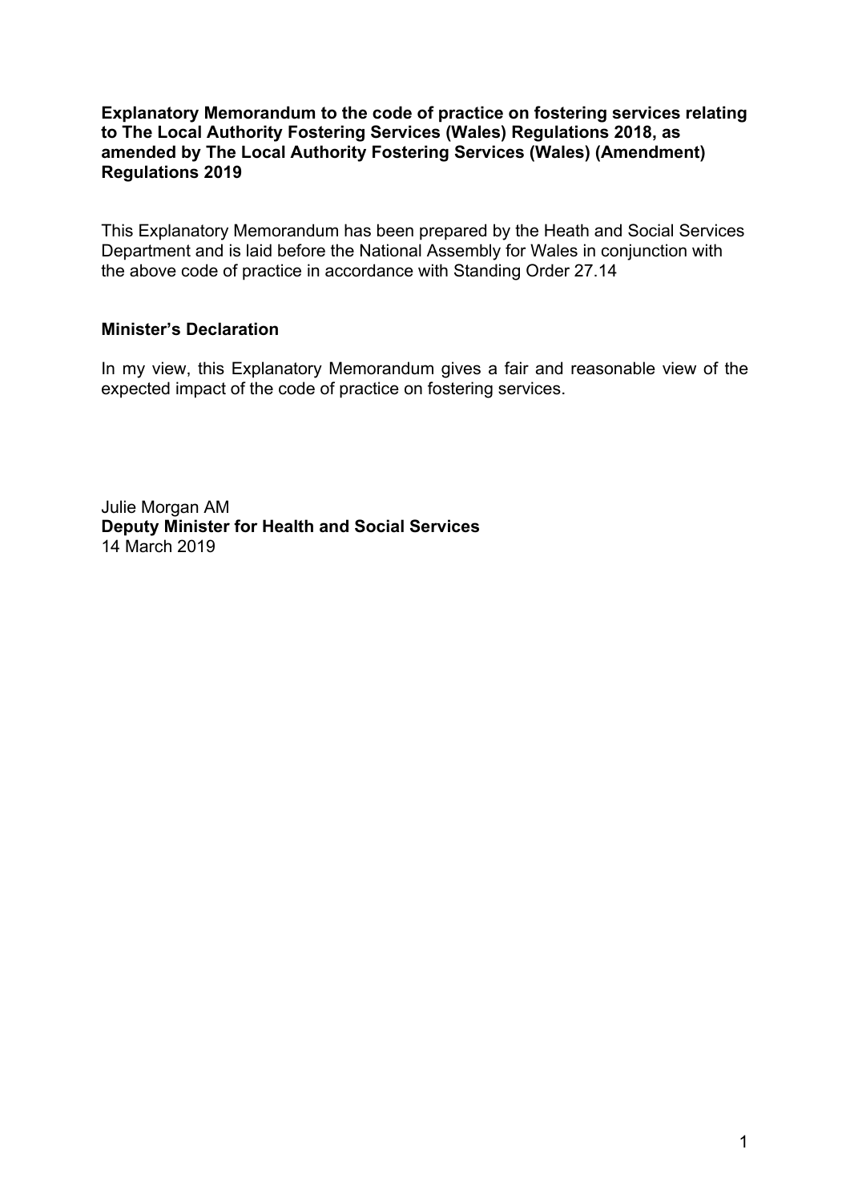**Explanatory Memorandum to the code of practice on fostering services relating to The Local Authority Fostering Services (Wales) Regulations 2018, as amended by The Local Authority Fostering Services (Wales) (Amendment) Regulations 2019**

This Explanatory Memorandum has been prepared by the Heath and Social Services Department and is laid before the National Assembly for Wales in conjunction with the above code of practice in accordance with Standing Order 27.14

**Minister's Declaration**

In my view, this Explanatory Memorandum gives a fair and reasonable view of the expected impact of the code of practice on fostering services.

Julie Morgan AM
**Deputy Minister for Health and Social Services**
14 March 2019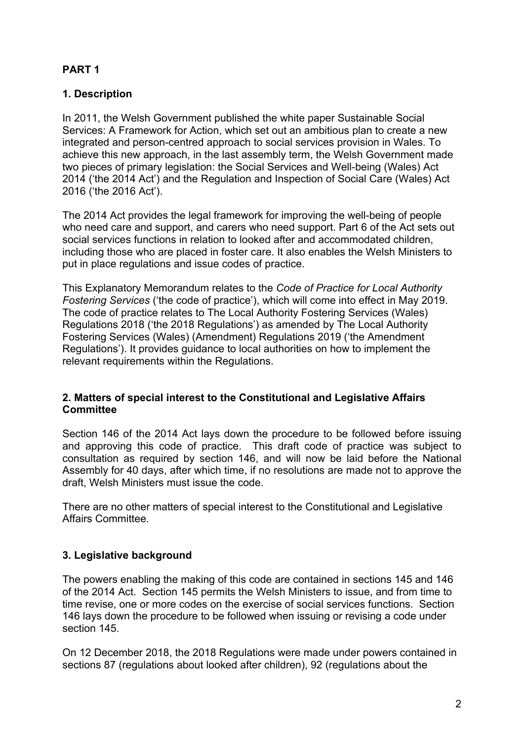## PART 1

### 1. Description

In 2011, the Welsh Government published the white paper Sustainable Social Services: A Framework for Action, which set out an ambitious plan to create a new integrated and person-centred approach to social services provision in Wales. To achieve this new approach, in the last assembly term, the Welsh Government made two pieces of primary legislation: the Social Services and Well-being (Wales) Act 2014 ('the 2014 Act') and the Regulation and Inspection of Social Care (Wales) Act 2016 ('the 2016 Act').

The 2014 Act provides the legal framework for improving the well-being of people who need care and support, and carers who need support. Part 6 of the Act sets out social services functions in relation to looked after and accommodated children, including those who are placed in foster care. It also enables the Welsh Ministers to put in place regulations and issue codes of practice.

This Explanatory Memorandum relates to the *Code of Practice for Local Authority Fostering Services* ('the code of practice'), which will come into effect in May 2019. The code of practice relates to The Local Authority Fostering Services (Wales) Regulations 2018 ('the 2018 Regulations') as amended by The Local Authority Fostering Services (Wales) (Amendment) Regulations 2019 ('the Amendment Regulations'). It provides guidance to local authorities on how to implement the relevant requirements within the Regulations.

### 2. Matters of special interest to the Constitutional and Legislative Affairs Committee

Section 146 of the 2014 Act lays down the procedure to be followed before issuing and approving this code of practice. This draft code of practice was subject to consultation as required by section 146, and will now be laid before the National Assembly for 40 days, after which time, if no resolutions are made not to approve the draft, Welsh Ministers must issue the code.

There are no other matters of special interest to the Constitutional and Legislative Affairs Committee.

### 3. Legislative background

The powers enabling the making of this code are contained in sections 145 and 146 of the 2014 Act. Section 145 permits the Welsh Ministers to issue, and from time to time revise, one or more codes on the exercise of social services functions. Section 146 lays down the procedure to be followed when issuing or revising a code under section 145.

On 12 December 2018, the 2018 Regulations were made under powers contained in sections 87 (regulations about looked after children), 92 (regulations about the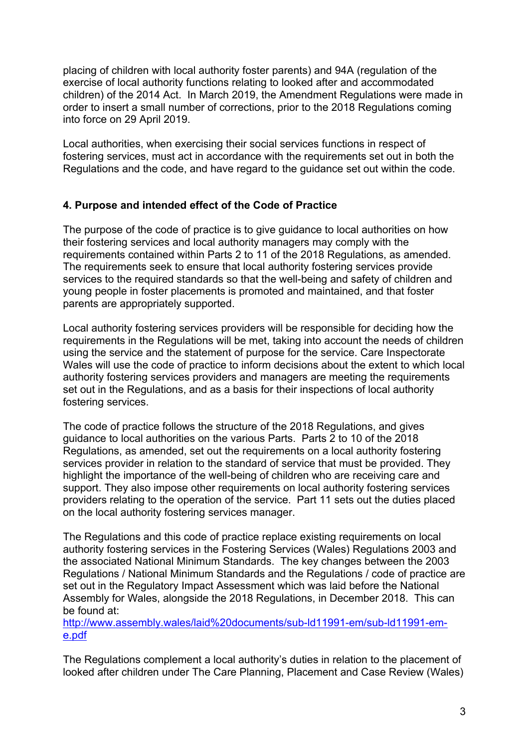placing of children with local authority foster parents) and 94A (regulation of the exercise of local authority functions relating to looked after and accommodated children) of the 2014 Act. In March 2019, the Amendment Regulations were made in order to insert a small number of corrections, prior to the 2018 Regulations coming into force on 29 April 2019.

Local authorities, when exercising their social services functions in respect of fostering services, must act in accordance with the requirements set out in both the Regulations and the code, and have regard to the guidance set out within the code.

## 4. Purpose and intended effect of the Code of Practice

The purpose of the code of practice is to give guidance to local authorities on how their fostering services and local authority managers may comply with the requirements contained within Parts 2 to 11 of the 2018 Regulations, as amended. The requirements seek to ensure that local authority fostering services provide services to the required standards so that the well-being and safety of children and young people in foster placements is promoted and maintained, and that foster parents are appropriately supported.

Local authority fostering services providers will be responsible for deciding how the requirements in the Regulations will be met, taking into account the needs of children using the service and the statement of purpose for the service. Care Inspectorate Wales will use the code of practice to inform decisions about the extent to which local authority fostering services providers and managers are meeting the requirements set out in the Regulations, and as a basis for their inspections of local authority fostering services.

The code of practice follows the structure of the 2018 Regulations, and gives guidance to local authorities on the various Parts. Parts 2 to 10 of the 2018 Regulations, as amended, set out the requirements on a local authority fostering services provider in relation to the standard of service that must be provided. They highlight the importance of the well-being of children who are receiving care and support. They also impose other requirements on local authority fostering services providers relating to the operation of the service. Part 11 sets out the duties placed on the local authority fostering services manager.

The Regulations and this code of practice replace existing requirements on local authority fostering services in the Fostering Services (Wales) Regulations 2003 and the associated National Minimum Standards. The key changes between the 2003 Regulations / National Minimum Standards and the Regulations / code of practice are set out in the Regulatory Impact Assessment which was laid before the National Assembly for Wales, alongside the 2018 Regulations, in December 2018. This can be found at:
[http://www.assembly.wales/laid%20documents/sub-ld11991-em/sub-ld11991-em-e.pdf](http://www.assembly.wales/laid%20documents/sub-ld11991-em/sub-ld11991-em-e.pdf)

The Regulations complement a local authority's duties in relation to the placement of looked after children under The Care Planning, Placement and Case Review (Wales)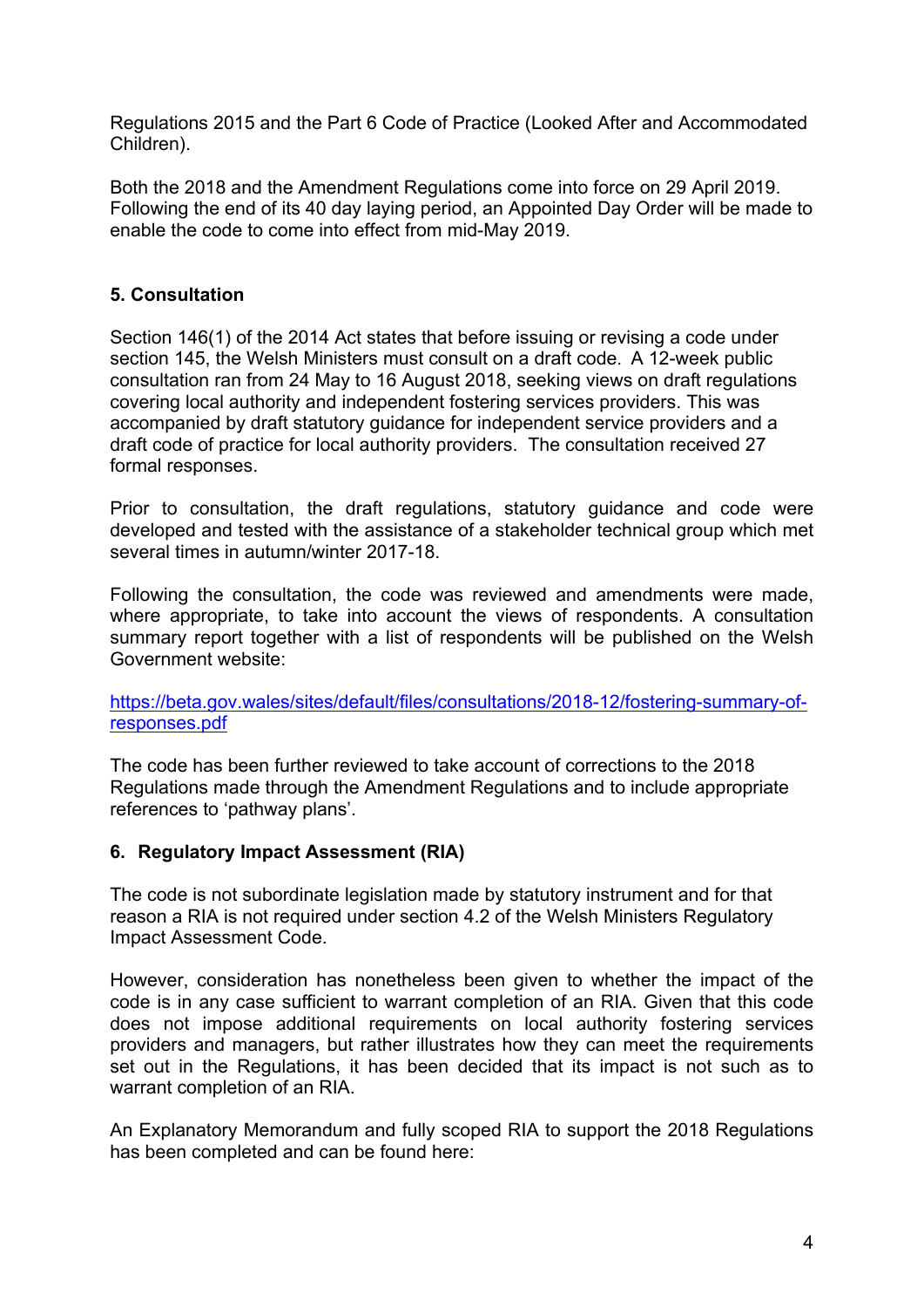Regulations 2015 and the Part 6 Code of Practice (Looked After and Accommodated Children).

Both the 2018 and the Amendment Regulations come into force on 29 April 2019. Following the end of its 40 day laying period, an Appointed Day Order will be made to enable the code to come into effect from mid-May 2019.

## 5. Consultation

Section 146(1) of the 2014 Act states that before issuing or revising a code under section 145, the Welsh Ministers must consult on a draft code. A 12-week public consultation ran from 24 May to 16 August 2018, seeking views on draft regulations covering local authority and independent fostering services providers. This was accompanied by draft statutory guidance for independent service providers and a draft code of practice for local authority providers. The consultation received 27 formal responses.

Prior to consultation, the draft regulations, statutory guidance and code were developed and tested with the assistance of a stakeholder technical group which met several times in autumn/winter 2017-18.

Following the consultation, the code was reviewed and amendments were made, where appropriate, to take into account the views of respondents. A consultation summary report together with a list of respondents will be published on the Welsh Government website:

[https://beta.gov.wales/sites/default/files/consultations/2018-12/fostering-summary-of-responses.pdf](https://beta.gov.wales/sites/default/files/consultations/2018-12/fostering-summary-of-responses.pdf)

The code has been further reviewed to take account of corrections to the 2018 Regulations made through the Amendment Regulations and to include appropriate references to 'pathway plans'.

## 6. Regulatory Impact Assessment (RIA)

The code is not subordinate legislation made by statutory instrument and for that reason a RIA is not required under section 4.2 of the Welsh Ministers Regulatory Impact Assessment Code.

However, consideration has nonetheless been given to whether the impact of the code is in any case sufficient to warrant completion of an RIA. Given that this code does not impose additional requirements on local authority fostering services providers and managers, but rather illustrates how they can meet the requirements set out in the Regulations, it has been decided that its impact is not such as to warrant completion of an RIA.

An Explanatory Memorandum and fully scoped RIA to support the 2018 Regulations has been completed and can be found here: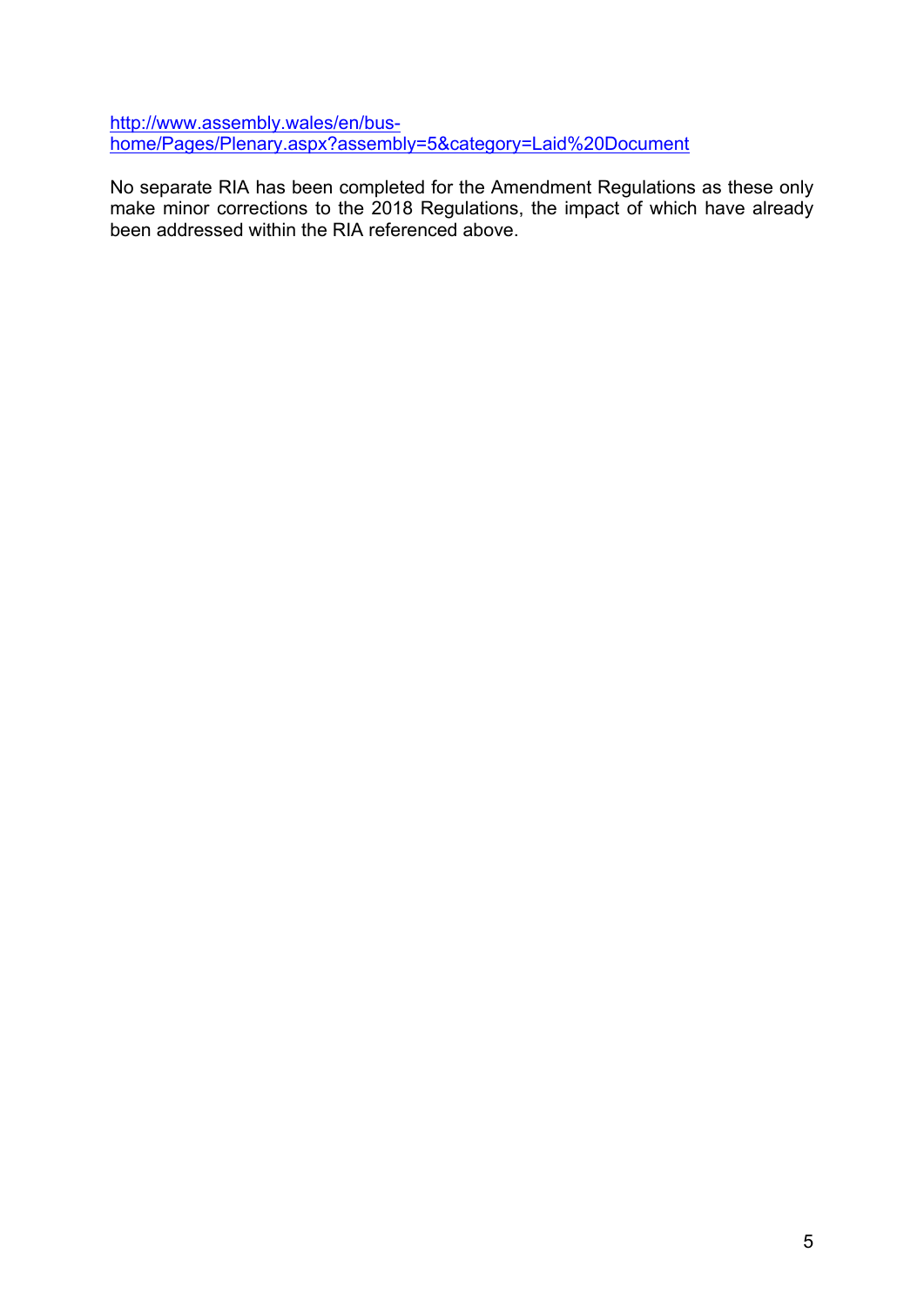[http://www.assembly.wales/en/bus-home/Pages/Plenary.aspx?assembly=5&category=Laid%20Document](http://www.assembly.wales/en/bus-home/Pages/Plenary.aspx?assembly=5&category=Laid%20Document)

No separate RIA has been completed for the Amendment Regulations as these only make minor corrections to the 2018 Regulations, the impact of which have already been addressed within the RIA referenced above.